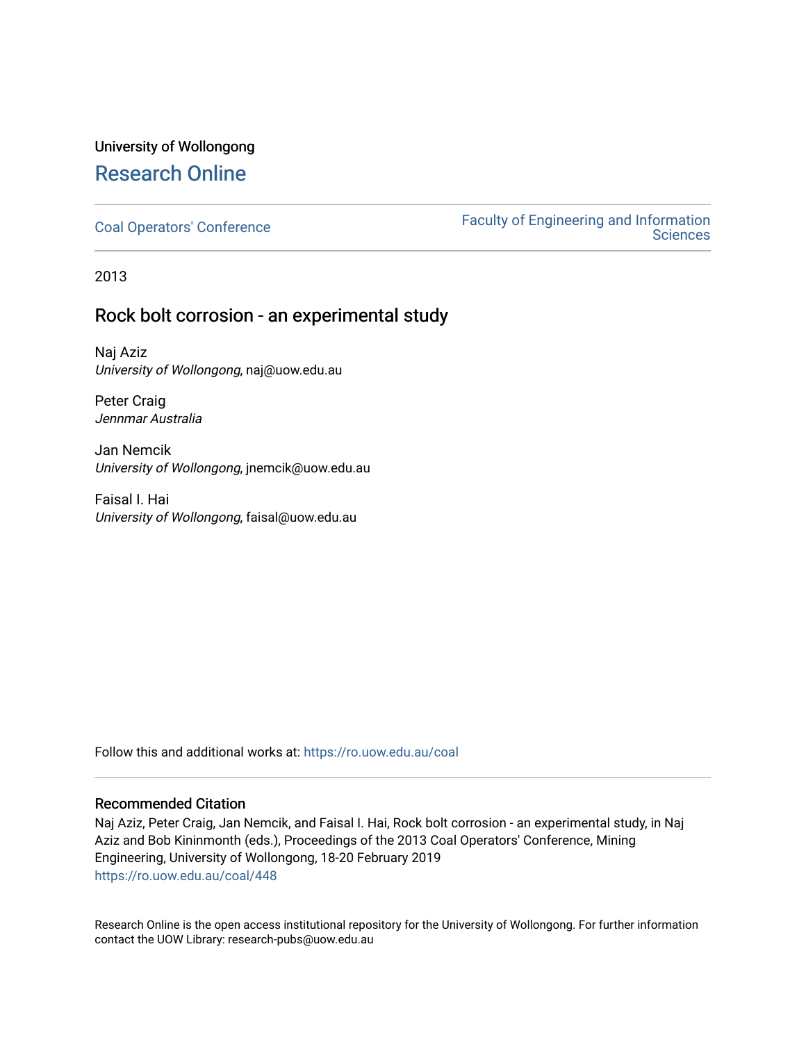University of Wollongong

# Research Online

Coal Operators' Conference | Faculty of Engineering and Information Sciences

2013

## Rock bolt corrosion - an experimental study

Naj Aziz
*University of Wollongong*, naj@uow.edu.au

Peter Craig
*Jennmar Australia*

Jan Nemcik
*University of Wollongong*, jnemcik@uow.edu.au

Faisal I. Hai
*University of Wollongong*, faisal@uow.edu.au

Follow this and additional works at: https://ro.uow.edu.au/coal

### Recommended Citation

Naj Aziz, Peter Craig, Jan Nemcik, and Faisal I. Hai, Rock bolt corrosion - an experimental study, in Naj Aziz and Bob Kininmonth (eds.), Proceedings of the 2013 Coal Operators' Conference, Mining Engineering, University of Wollongong, 18-20 February 2019
https://ro.uow.edu.au/coal/448

Research Online is the open access institutional repository for the University of Wollongong. For further information contact the UOW Library: research-pubs@uow.edu.au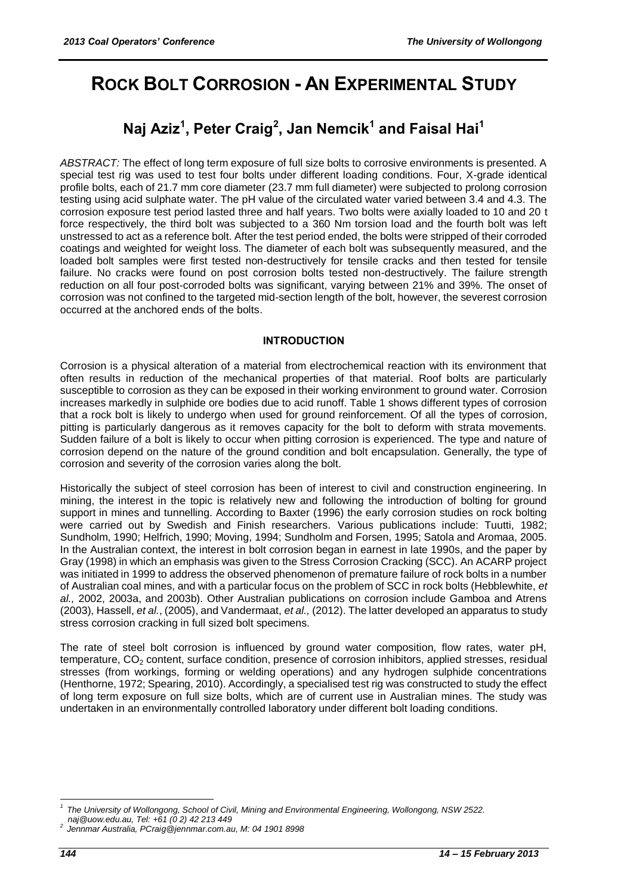# ROCK BOLT CORROSION - AN EXPERIMENTAL STUDY

## Naj Aziz[1], Peter Craig[2], Jan Nemcik[1] and Faisal Hai[1]

*ABSTRACT:* The effect of long term exposure of full size bolts to corrosive environments is presented. A special test rig was used to test four bolts under different loading conditions. Four, X-grade identical profile bolts, each of 21.7 mm core diameter (23.7 mm full diameter) were subjected to prolong corrosion testing using acid sulphate water. The pH value of the circulated water varied between 3.4 and 4.3. The corrosion exposure test period lasted three and half years. Two bolts were axially loaded to 10 and 20 t force respectively, the third bolt was subjected to a 360 Nm torsion load and the fourth bolt was left unstressed to act as a reference bolt. After the test period ended, the bolts were stripped of their corroded coatings and weighted for weight loss. The diameter of each bolt was subsequently measured, and the loaded bolt samples were first tested non-destructively for tensile cracks and then tested for tensile failure. No cracks were found on post corrosion bolts tested non-destructively. The failure strength reduction on all four post-corroded bolts was significant, varying between 21% and 39%. The onset of corrosion was not confined to the targeted mid-section length of the bolt, however, the severest corrosion occurred at the anchored ends of the bolts.

### INTRODUCTION

Corrosion is a physical alteration of a material from electrochemical reaction with its environment that often results in reduction of the mechanical properties of that material. Roof bolts are particularly susceptible to corrosion as they can be exposed in their working environment to ground water. Corrosion increases markedly in sulphide ore bodies due to acid runoff. Table 1 shows different types of corrosion that a rock bolt is likely to undergo when used for ground reinforcement. Of all the types of corrosion, pitting is particularly dangerous as it removes capacity for the bolt to deform with strata movements. Sudden failure of a bolt is likely to occur when pitting corrosion is experienced. The type and nature of corrosion depend on the nature of the ground condition and bolt encapsulation. Generally, the type of corrosion and severity of the corrosion varies along the bolt.

Historically the subject of steel corrosion has been of interest to civil and construction engineering. In mining, the interest in the topic is relatively new and following the introduction of bolting for ground support in mines and tunnelling. According to Baxter (1996) the early corrosion studies on rock bolting were carried out by Swedish and Finish researchers. Various publications include: Tuutti, 1982; Sundholm, 1990; Helfrich, 1990; Moving, 1994; Sundholm and Forsen, 1995; Satola and Aromaa, 2005. In the Australian context, the interest in bolt corrosion began in earnest in late 1990s, and the paper by Gray (1998) in which an emphasis was given to the Stress Corrosion Cracking (SCC). An ACARP project was initiated in 1999 to address the observed phenomenon of premature failure of rock bolts in a number of Australian coal mines, and with a particular focus on the problem of SCC in rock bolts (Hebblewhite, *et al.,* 2002, 2003a, and 2003b). Other Australian publications on corrosion include Gamboa and Atrens (2003), Hassell, *et al.*, (2005), and Vandermaat, *et al.,* (2012). The latter developed an apparatus to study stress corrosion cracking in full sized bolt specimens.

The rate of steel bolt corrosion is influenced by ground water composition, flow rates, water pH, temperature, $CO_2$ content, surface condition, presence of corrosion inhibitors, applied stresses, residual stresses (from workings, forming or welding operations) and any hydrogen sulphide concentrations (Henthorne, 1972; Spearing, 2010). Accordingly, a specialised test rig was constructed to study the effect of long term exposure on full size bolts, which are of current use in Australian mines. The study was undertaken in an environmentally controlled laboratory under different bolt loading conditions.

---

[1] *The University of Wollongong, School of Civil, Mining and Environmental Engineering, Wollongong, NSW 2522. naj@uow.edu.au, Tel: +61 (0 2) 42 213 449*

[2] *Jennmar Australia, PCraig@jennmar.com.au, M: 04 1901 8998*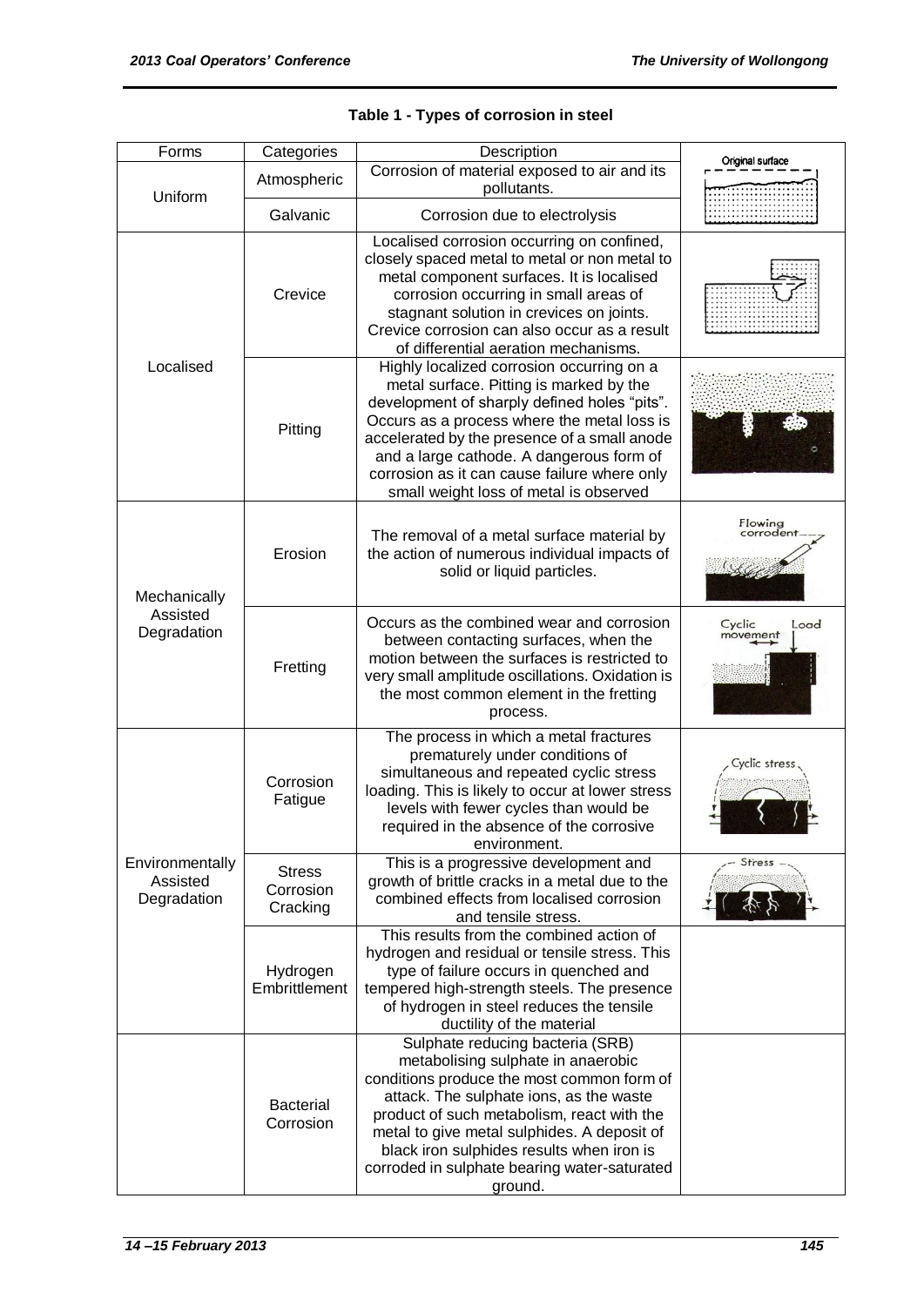**Table 1 - Types of corrosion in steel**

| Forms | Categories | Description | |
|---|---|---|---|
| Uniform | Atmospheric | Corrosion of material exposed to air and its pollutants. | Original surface |
| | Galvanic | Corrosion due to electrolysis | |
| Localised | Crevice | Localised corrosion occurring on confined, closely spaced metal to metal or non metal to metal component surfaces. It is localised corrosion occurring in small areas of stagnant solution in crevices on joints. Crevice corrosion can also occur as a result of differential aeration mechanisms. | |
| | Pitting | Highly localized corrosion occurring on a metal surface. Pitting is marked by the development of sharply defined holes "pits". Occurs as a process where the metal loss is accelerated by the presence of a small anode and a large cathode. A dangerous form of corrosion as it can cause failure where only small weight loss of metal is observed | |
| Mechanically Assisted Degradation | Erosion | The removal of a metal surface material by the action of numerous individual impacts of solid or liquid particles. | Flowing corrodent |
| | Fretting | Occurs as the combined wear and corrosion between contacting surfaces, when the motion between the surfaces is restricted to very small amplitude oscillations. Oxidation is the most common element in the fretting process. | Cyclic movement, Load |
| Environmentally Assisted Degradation | Corrosion Fatigue | The process in which a metal fractures prematurely under conditions of simultaneous and repeated cyclic stress loading. This is likely to occur at lower stress levels with fewer cycles than would be required in the absence of the corrosive environment. | Cyclic stress |
| | Stress Corrosion Cracking | This is a progressive development and growth of brittle cracks in a metal due to the combined effects from localised corrosion and tensile stress. | Stress |
| | Hydrogen Embrittlement | This results from the combined action of hydrogen and residual or tensile stress. This type of failure occurs in quenched and tempered high-strength steels. The presence of hydrogen in steel reduces the tensile ductility of the material | |
| | Bacterial Corrosion | Sulphate reducing bacteria (SRB) metabolising sulphate in anaerobic conditions produce the most common form of attack. The sulphate ions, as the waste product of such metabolism, react with the metal to give metal sulphides. A deposit of black iron sulphides results when iron is corroded in sulphate bearing water-saturated ground. | |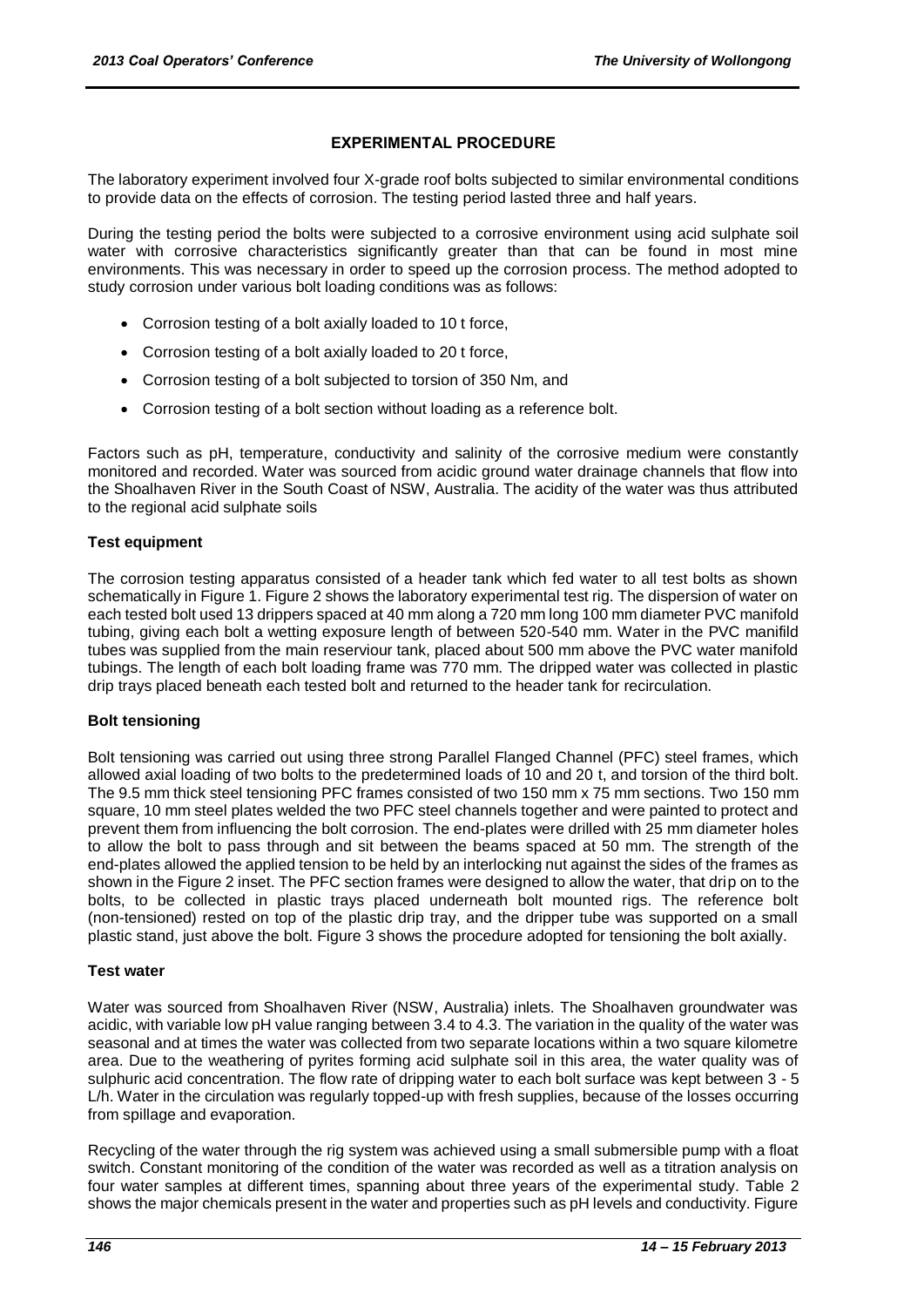## EXPERIMENTAL PROCEDURE

The laboratory experiment involved four X-grade roof bolts subjected to similar environmental conditions to provide data on the effects of corrosion. The testing period lasted three and half years.

During the testing period the bolts were subjected to a corrosive environment using acid sulphate soil water with corrosive characteristics significantly greater than that can be found in most mine environments. This was necessary in order to speed up the corrosion process. The method adopted to study corrosion under various bolt loading conditions was as follows:

- Corrosion testing of a bolt axially loaded to 10 t force,
- Corrosion testing of a bolt axially loaded to 20 t force,
- Corrosion testing of a bolt subjected to torsion of 350 Nm, and
- Corrosion testing of a bolt section without loading as a reference bolt.

Factors such as pH, temperature, conductivity and salinity of the corrosive medium were constantly monitored and recorded. Water was sourced from acidic ground water drainage channels that flow into the Shoalhaven River in the South Coast of NSW, Australia. The acidity of the water was thus attributed to the regional acid sulphate soils

### Test equipment

The corrosion testing apparatus consisted of a header tank which fed water to all test bolts as shown schematically in Figure 1. Figure 2 shows the laboratory experimental test rig. The dispersion of water on each tested bolt used 13 drippers spaced at 40 mm along a 720 mm long 100 mm diameter PVC manifold tubing, giving each bolt a wetting exposure length of between 520-540 mm. Water in the PVC manifild tubes was supplied from the main reserviour tank, placed about 500 mm above the PVC water manifold tubings. The length of each bolt loading frame was 770 mm. The dripped water was collected in plastic drip trays placed beneath each tested bolt and returned to the header tank for recirculation.

### Bolt tensioning

Bolt tensioning was carried out using three strong Parallel Flanged Channel (PFC) steel frames, which allowed axial loading of two bolts to the predetermined loads of 10 and 20 t, and torsion of the third bolt. The 9.5 mm thick steel tensioning PFC frames consisted of two 150 mm x 75 mm sections. Two 150 mm square, 10 mm steel plates welded the two PFC steel channels together and were painted to protect and prevent them from influencing the bolt corrosion. The end-plates were drilled with 25 mm diameter holes to allow the bolt to pass through and sit between the beams spaced at 50 mm. The strength of the end-plates allowed the applied tension to be held by an interlocking nut against the sides of the frames as shown in the Figure 2 inset. The PFC section frames were designed to allow the water, that drip on to the bolts, to be collected in plastic trays placed underneath bolt mounted rigs. The reference bolt (non-tensioned) rested on top of the plastic drip tray, and the dripper tube was supported on a small plastic stand, just above the bolt. Figure 3 shows the procedure adopted for tensioning the bolt axially.

### Test water

Water was sourced from Shoalhaven River (NSW, Australia) inlets. The Shoalhaven groundwater was acidic, with variable low pH value ranging between 3.4 to 4.3. The variation in the quality of the water was seasonal and at times the water was collected from two separate locations within a two square kilometre area. Due to the weathering of pyrites forming acid sulphate soil in this area, the water quality was of sulphuric acid concentration. The flow rate of dripping water to each bolt surface was kept between 3 - 5 L/h. Water in the circulation was regularly topped-up with fresh supplies, because of the losses occurring from spillage and evaporation.

Recycling of the water through the rig system was achieved using a small submersible pump with a float switch. Constant monitoring of the condition of the water was recorded as well as a titration analysis on four water samples at different times, spanning about three years of the experimental study. Table 2 shows the major chemicals present in the water and properties such as pH levels and conductivity. Figure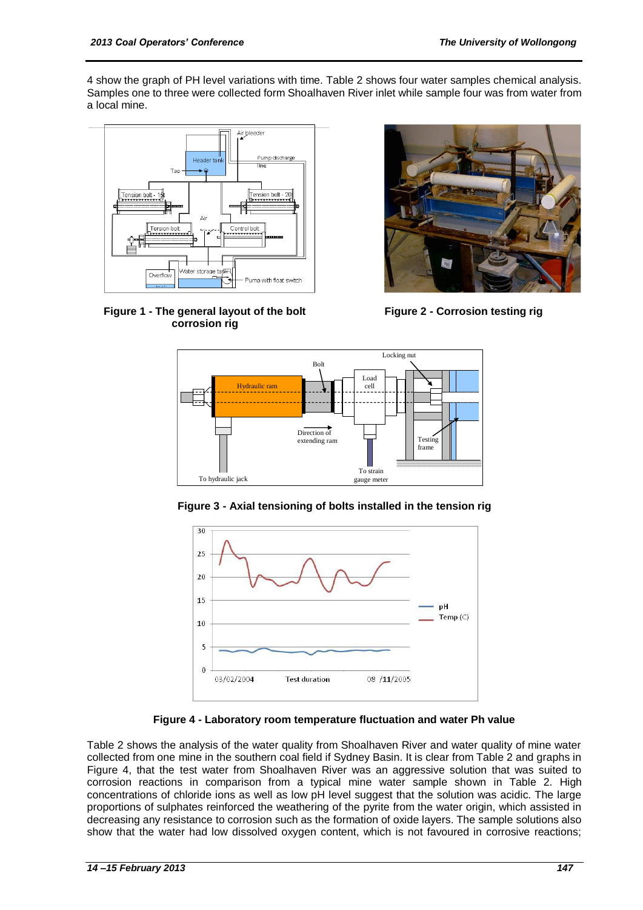4 show the graph of PH level variations with time. Table 2 shows four water samples chemical analysis. Samples one to three were collected form Shoalhaven River inlet while sample four was from water from a local mine.

**Figure 1 - The general layout of the bolt corrosion rig**

**Figure 2 - Corrosion testing rig**

**Figure 3 - Axial tensioning of bolts installed in the tension rig**

**Figure 4 - Laboratory room temperature fluctuation and water Ph value**

Table 2 shows the analysis of the water quality from Shoalhaven River and water quality of mine water collected from one mine in the southern coal field if Sydney Basin. It is clear from Table 2 and graphs in Figure 4, that the test water from Shoalhaven River was an aggressive solution that was suited to corrosion reactions in comparison from a typical mine water sample shown in Table 2. High concentrations of chloride ions as well as low pH level suggest that the solution was acidic. The large proportions of sulphates reinforced the weathering of the pyrite from the water origin, which assisted in decreasing any resistance to corrosion such as the formation of oxide layers. The sample solutions also show that the water had low dissolved oxygen content, which is not favoured in corrosive reactions;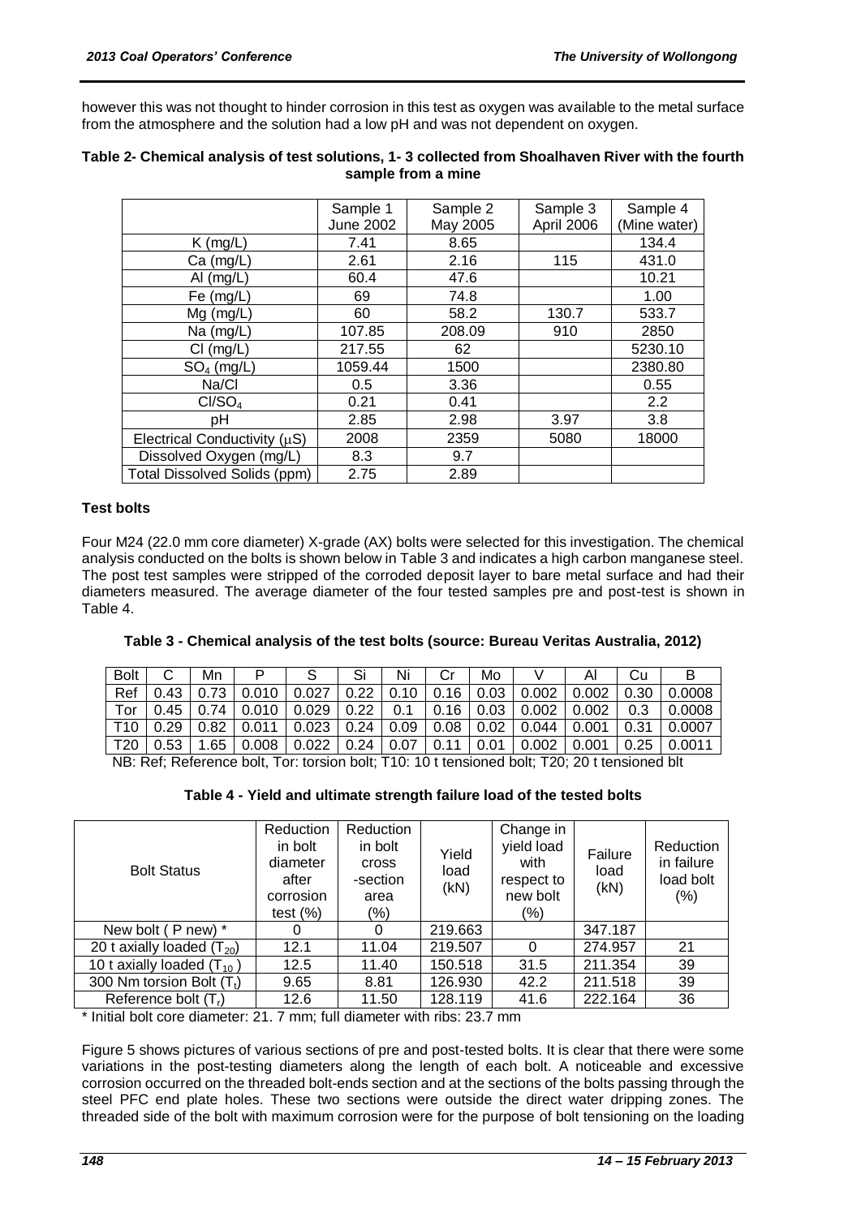however this was not thought to hinder corrosion in this test as oxygen was available to the metal surface from the atmosphere and the solution had a low pH and was not dependent on oxygen.

**Table 2- Chemical analysis of test solutions, 1- 3 collected from Shoalhaven River with the fourth sample from a mine**

| | Sample 1 June 2002 | Sample 2 May 2005 | Sample 3 April 2006 | Sample 4 (Mine water) |
|---|---|---|---|---|
| K (mg/L) | 7.41 | 8.65 | | 134.4 |
| Ca (mg/L) | 2.61 | 2.16 | 115 | 431.0 |
| Al (mg/L) | 60.4 | 47.6 | | 10.21 |
| Fe (mg/L) | 69 | 74.8 | | 1.00 |
| Mg (mg/L) | 60 | 58.2 | 130.7 | 533.7 |
| Na (mg/L) | 107.85 | 208.09 | 910 | 2850 |
| Cl (mg/L) | 217.55 | 62 | | 5230.10 |
| $SO_4$ (mg/L) | 1059.44 | 1500 | | 2380.80 |
| Na/Cl | 0.5 | 3.36 | | 0.55 |
| $Cl/SO_4$ | 0.21 | 0.41 | | 2.2 |
| pH | 2.85 | 2.98 | 3.97 | 3.8 |
| Electrical Conductivity (μS) | 2008 | 2359 | 5080 | 18000 |
| Dissolved Oxygen (mg/L) | 8.3 | 9.7 | | |
| Total Dissolved Solids (ppm) | 2.75 | 2.89 | | |

**Test bolts**

Four M24 (22.0 mm core diameter) X-grade (AX) bolts were selected for this investigation. The chemical analysis conducted on the bolts is shown below in Table 3 and indicates a high carbon manganese steel. The post test samples were stripped of the corroded deposit layer to bare metal surface and had their diameters measured. The average diameter of the four tested samples pre and post-test is shown in Table 4.

**Table 3 - Chemical analysis of the test bolts (source: Bureau Veritas Australia, 2012)**

| Bolt | C | Mn | P | S | Si | Ni | Cr | Mo | V | Al | Cu | B |
|---|---|---|---|---|---|---|---|---|---|---|---|---|
| Ref | 0.43 | 0.73 | 0.010 | 0.027 | 0.22 | 0.10 | 0.16 | 0.03 | 0.002 | 0.002 | 0.30 | 0.0008 |
| Tor | 0.45 | 0.74 | 0.010 | 0.029 | 0.22 | 0.1 | 0.16 | 0.03 | 0.002 | 0.002 | 0.3 | 0.0008 |
| T10 | 0.29 | 0.82 | 0.011 | 0.023 | 0.24 | 0.09 | 0.08 | 0.02 | 0.044 | 0.001 | 0.31 | 0.0007 |
| T20 | 0.53 | 1.65 | 0.008 | 0.022 | 0.24 | 0.07 | 0.11 | 0.01 | 0.002 | 0.001 | 0.25 | 0.0011 |

NB: Ref; Reference bolt, Tor: torsion bolt; T10: 10 t tensioned bolt; T20; 20 t tensioned blt

**Table 4 - Yield and ultimate strength failure load of the tested bolts**

| Bolt Status | Reduction in bolt diameter after corrosion test (%) | Reduction in bolt cross -section area (%) | Yield load (kN) | Change in yield load with respect to new bolt (%) | Failure load (kN) | Reduction in failure load bolt (%) |
|---|---|---|---|---|---|---|
| New bolt ( P new) * | 0 | 0 | 219.663 | | 347.187 | |
| 20 t axially loaded ($T_{20}$) | 12.1 | 11.04 | 219.507 | 0 | 274.957 | 21 |
| 10 t axially loaded ($T_{10}$) | 12.5 | 11.40 | 150.518 | 31.5 | 211.354 | 39 |
| 300 Nm torsion Bolt ($T_t$) | 9.65 | 8.81 | 126.930 | 42.2 | 211.518 | 39 |
| Reference bolt ($T_r$) | 12.6 | 11.50 | 128.119 | 41.6 | 222.164 | 36 |

\* Initial bolt core diameter: 21. 7 mm; full diameter with ribs: 23.7 mm

Figure 5 shows pictures of various sections of pre and post-tested bolts. It is clear that there were some variations in the post-testing diameters along the length of each bolt. A noticeable and excessive corrosion occurred on the threaded bolt-ends section and at the sections of the bolts passing through the steel PFC end plate holes. These two sections were outside the direct water dripping zones. The threaded side of the bolt with maximum corrosion were for the purpose of bolt tensioning on the loading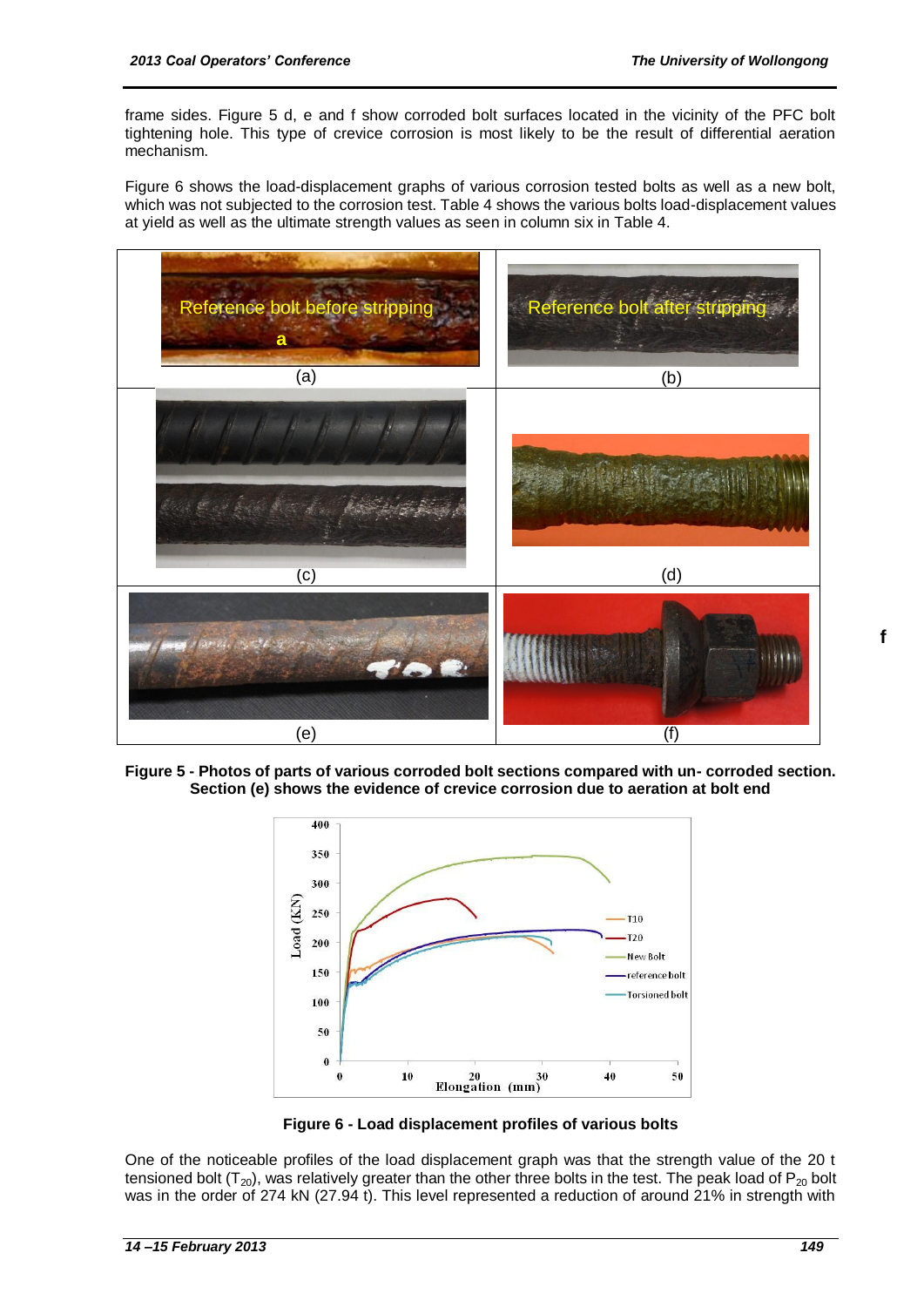frame sides. Figure 5 d, e and f show corroded bolt surfaces located in the vicinity of the PFC bolt tightening hole. This type of crevice corrosion is most likely to be the result of differential aeration mechanism.

Figure 6 shows the load-displacement graphs of various corrosion tested bolts as well as a new bolt, which was not subjected to the corrosion test. Table 4 shows the various bolts load-displacement values at yield as well as the ultimate strength values as seen in column six in Table 4.

**Figure 5 - Photos of parts of various corroded bolt sections compared with un- corroded section. Section (e) shows the evidence of crevice corrosion due to aeration at bolt end**

**Figure 6 - Load displacement profiles of various bolts**

One of the noticeable profiles of the load displacement graph was that the strength value of the 20 t tensioned bolt ($T_{20}$), was relatively greater than the other three bolts in the test. The peak load of $P_{20}$ bolt was in the order of 274 kN (27.94 t). This level represented a reduction of around 21% in strength with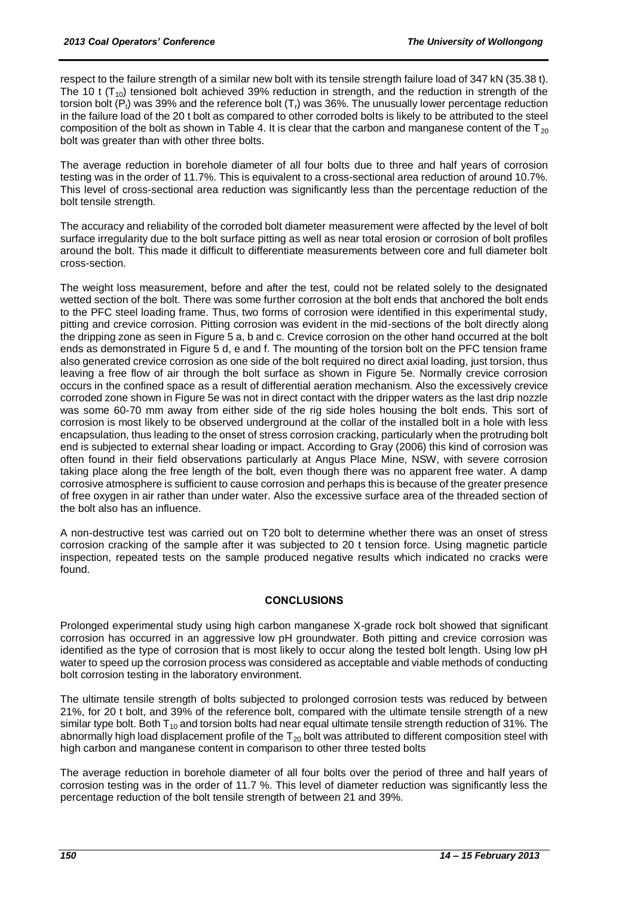respect to the failure strength of a similar new bolt with its tensile strength failure load of 347 kN (35.38 t). The 10 t ($T_{10}$) tensioned bolt achieved 39% reduction in strength, and the reduction in strength of the torsion bolt ($P_t$) was 39% and the reference bolt ($T_r$) was 36%. The unusually lower percentage reduction in the failure load of the 20 t bolt as compared to other corroded bolts is likely to be attributed to the steel composition of the bolt as shown in Table 4. It is clear that the carbon and manganese content of the $T_{20}$ bolt was greater than with other three bolts.

The average reduction in borehole diameter of all four bolts due to three and half years of corrosion testing was in the order of 11.7%. This is equivalent to a cross-sectional area reduction of around 10.7%. This level of cross-sectional area reduction was significantly less than the percentage reduction of the bolt tensile strength.

The accuracy and reliability of the corroded bolt diameter measurement were affected by the level of bolt surface irregularity due to the bolt surface pitting as well as near total erosion or corrosion of bolt profiles around the bolt. This made it difficult to differentiate measurements between core and full diameter bolt cross-section.

The weight loss measurement, before and after the test, could not be related solely to the designated wetted section of the bolt. There was some further corrosion at the bolt ends that anchored the bolt ends to the PFC steel loading frame. Thus, two forms of corrosion were identified in this experimental study, pitting and crevice corrosion. Pitting corrosion was evident in the mid-sections of the bolt directly along the dripping zone as seen in Figure 5 a, b and c. Crevice corrosion on the other hand occurred at the bolt ends as demonstrated in Figure 5 d, e and f. The mounting of the torsion bolt on the PFC tension frame also generated crevice corrosion as one side of the bolt required no direct axial loading, just torsion, thus leaving a free flow of air through the bolt surface as shown in Figure 5e. Normally crevice corrosion occurs in the confined space as a result of differential aeration mechanism. Also the excessively crevice corroded zone shown in Figure 5e was not in direct contact with the dripper waters as the last drip nozzle was some 60-70 mm away from either side of the rig side holes housing the bolt ends. This sort of corrosion is most likely to be observed underground at the collar of the installed bolt in a hole with less encapsulation, thus leading to the onset of stress corrosion cracking, particularly when the protruding bolt end is subjected to external shear loading or impact. According to Gray (2006) this kind of corrosion was often found in their field observations particularly at Angus Place Mine, NSW, with severe corrosion taking place along the free length of the bolt, even though there was no apparent free water. A damp corrosive atmosphere is sufficient to cause corrosion and perhaps this is because of the greater presence of free oxygen in air rather than under water. Also the excessive surface area of the threaded section of the bolt also has an influence.

A non-destructive test was carried out on T20 bolt to determine whether there was an onset of stress corrosion cracking of the sample after it was subjected to 20 t tension force. Using magnetic particle inspection, repeated tests on the sample produced negative results which indicated no cracks were found.

## CONCLUSIONS

Prolonged experimental study using high carbon manganese X-grade rock bolt showed that significant corrosion has occurred in an aggressive low pH groundwater. Both pitting and crevice corrosion was identified as the type of corrosion that is most likely to occur along the tested bolt length. Using low pH water to speed up the corrosion process was considered as acceptable and viable methods of conducting bolt corrosion testing in the laboratory environment.

The ultimate tensile strength of bolts subjected to prolonged corrosion tests was reduced by between 21%, for 20 t bolt, and 39% of the reference bolt, compared with the ultimate tensile strength of a new similar type bolt. Both $T_{10}$ and torsion bolts had near equal ultimate tensile strength reduction of 31%. The abnormally high load displacement profile of the $T_{20}$ bolt was attributed to different composition steel with high carbon and manganese content in comparison to other three tested bolts

The average reduction in borehole diameter of all four bolts over the period of three and half years of corrosion testing was in the order of 11.7 %. This level of diameter reduction was significantly less the percentage reduction of the bolt tensile strength of between 21 and 39%.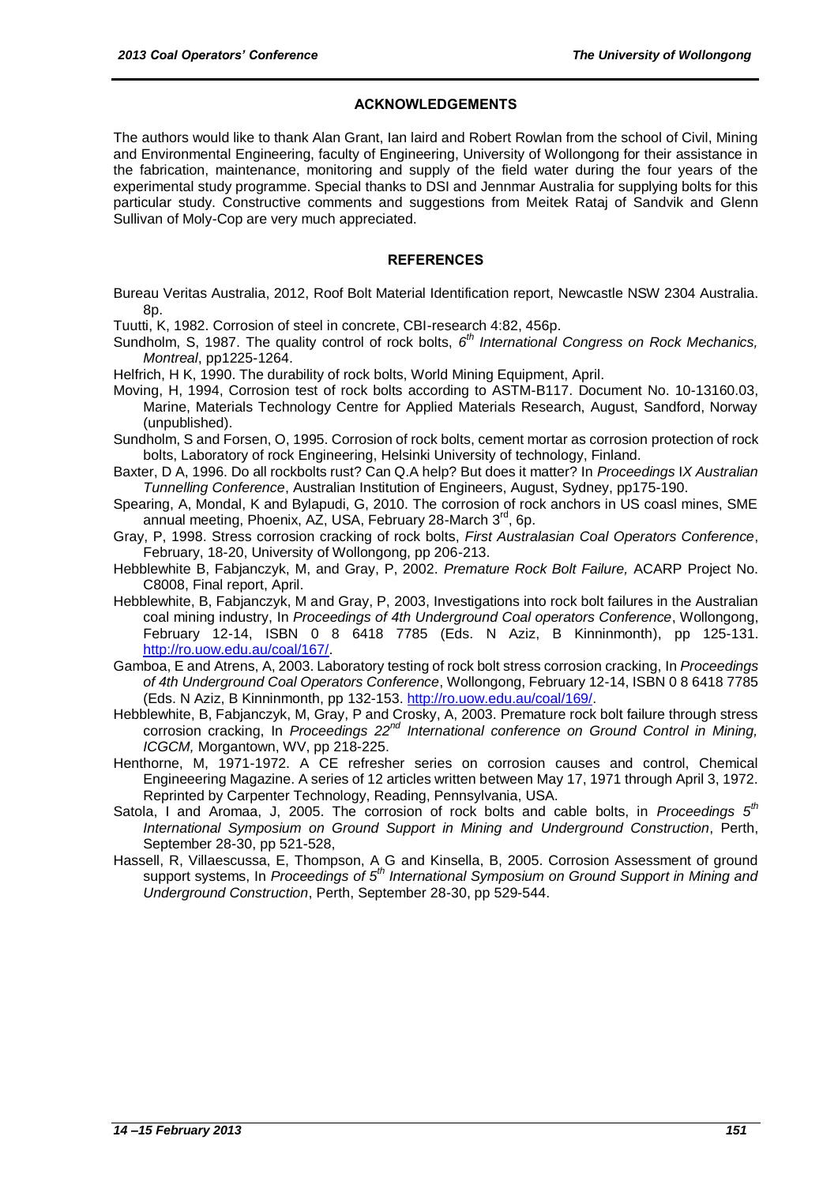## ACKNOWLEDGEMENTS

The authors would like to thank Alan Grant, Ian laird and Robert Rowlan from the school of Civil, Mining and Environmental Engineering, faculty of Engineering, University of Wollongong for their assistance in the fabrication, maintenance, monitoring and supply of the field water during the four years of the experimental study programme. Special thanks to DSI and Jennmar Australia for supplying bolts for this particular study. Constructive comments and suggestions from Meitek Rataj of Sandvik and Glenn Sullivan of Moly-Cop are very much appreciated.

## REFERENCES

Bureau Veritas Australia, 2012, Roof Bolt Material Identification report, Newcastle NSW 2304 Australia. 8p.

Tuutti, K, 1982. Corrosion of steel in concrete, CBI-research 4:82, 456p.

Sundholm, S, 1987. The quality control of rock bolts, *6th International Congress on Rock Mechanics, Montreal*, pp1225-1264.

Helfrich, H K, 1990. The durability of rock bolts, World Mining Equipment, April.

Moving, H, 1994, Corrosion test of rock bolts according to ASTM-B117. Document No. 10-13160.03, Marine, Materials Technology Centre for Applied Materials Research, August, Sandford, Norway (unpublished).

Sundholm, S and Forsen, O, 1995. Corrosion of rock bolts, cement mortar as corrosion protection of rock bolts, Laboratory of rock Engineering, Helsinki University of technology, Finland.

Baxter, D A, 1996. Do all rockbolts rust? Can Q.A help? But does it matter? In *Proceedings IX Australian Tunnelling Conference*, Australian Institution of Engineers, August, Sydney, pp175-190.

Spearing, A, Mondal, K and Bylapudi, G, 2010. The corrosion of rock anchors in US coasl mines, SME annual meeting, Phoenix, AZ, USA, February 28-March 3rd, 6p.

Gray, P, 1998. Stress corrosion cracking of rock bolts, *First Australasian Coal Operators Conference*, February, 18-20, University of Wollongong, pp 206-213.

Hebblewhite B, Fabjanczyk, M, and Gray, P, 2002. *Premature Rock Bolt Failure,* ACARP Project No. C8008, Final report, April.

Hebblewhite, B, Fabjanczyk, M and Gray, P, 2003, Investigations into rock bolt failures in the Australian coal mining industry, In *Proceedings of 4th Underground Coal operators Conference*, Wollongong, February 12-14, ISBN 0 8 6418 7785 (Eds. N Aziz, B Kinninmonth), pp 125-131. http://ro.uow.edu.au/coal/167/.

Gamboa, E and Atrens, A, 2003. Laboratory testing of rock bolt stress corrosion cracking, In *Proceedings of 4th Underground Coal Operators Conference*, Wollongong, February 12-14, ISBN 0 8 6418 7785 (Eds. N Aziz, B Kinninmonth, pp 132-153. http://ro.uow.edu.au/coal/169/.

Hebblewhite, B, Fabjanczyk, M, Gray, P and Crosky, A, 2003. Premature rock bolt failure through stress corrosion cracking, In *Proceedings 22nd International conference on Ground Control in Mining, ICGCM,* Morgantown, WV, pp 218-225.

Henthorne, M, 1971-1972. A CE refresher series on corrosion causes and control, Chemical Engineeering Magazine. A series of 12 articles written between May 17, 1971 through April 3, 1972. Reprinted by Carpenter Technology, Reading, Pennsylvania, USA.

Satola, I and Aromaa, J, 2005. The corrosion of rock bolts and cable bolts, in *Proceedings 5th International Symposium on Ground Support in Mining and Underground Construction*, Perth, September 28-30, pp 521-528,

Hassell, R, Villaescussa, E, Thompson, A G and Kinsella, B, 2005. Corrosion Assessment of ground support systems, In *Proceedings of 5th International Symposium on Ground Support in Mining and Underground Construction*, Perth, September 28-30, pp 529-544.